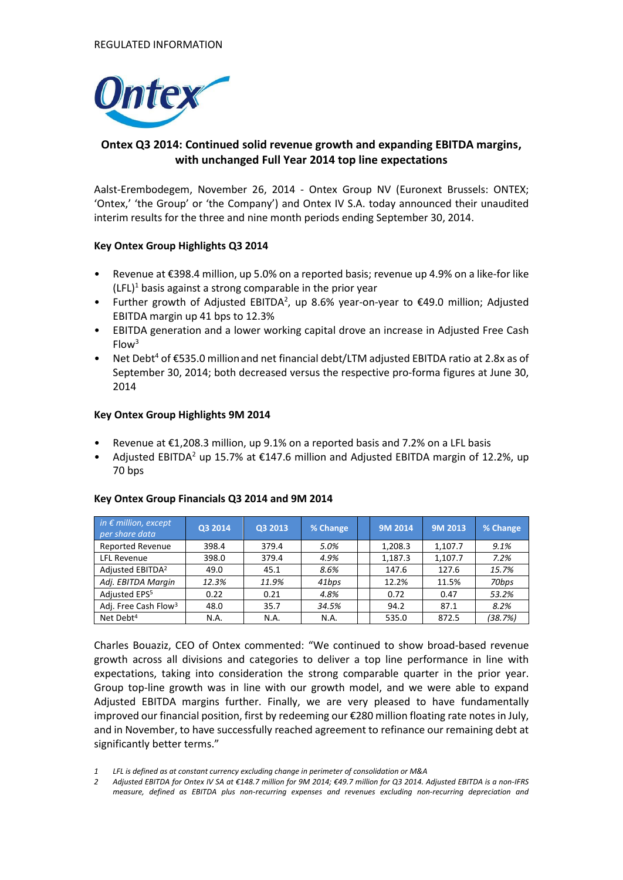REGULATED INFORMATION

# Ontex Q3 2014: Continued solid revenue growth and expanding EBITDA margins, with unchanged Full Year 2014 top line expectations

Aalst-Erembodegem, November 26, 2014 - Ontex Group NV (Euronext Brussels: ONTEX; 'Ontex,' 'the Group' or 'the Company') and Ontex IV S.A. today announced their unaudited interim results for the three and nine month periods ending September 30, 2014.

## Key Ontex Group Highlights Q3 2014

- Revenue at €398.4 million, up 5.0% on a reported basis; revenue up 4.9% on a like-for like (LFL)[1] basis against a strong comparable in the prior year
- Further growth of Adjusted EBITDA[2], up 8.6% year-on-year to €49.0 million; Adjusted EBITDA margin up 41 bps to 12.3%
- EBITDA generation and a lower working capital drove an increase in Adjusted Free Cash Flow[3]
- Net Debt[4] of €535.0 million and net financial debt/LTM adjusted EBITDA ratio at 2.8x as of September 30, 2014; both decreased versus the respective pro-forma figures at June 30, 2014

## Key Ontex Group Highlights 9M 2014

- Revenue at €1,208.3 million, up 9.1% on a reported basis and 7.2% on a LFL basis
- Adjusted EBITDA[2] up 15.7% at €147.6 million and Adjusted EBITDA margin of 12.2%, up 70 bps

## Key Ontex Group Financials Q3 2014 and 9M 2014

| *in € million, except per share data* | Q3 2014 | Q3 2013 | % Change | 9M 2014 | 9M 2013 | % Change |
|---|---|---|---|---|---|---|
| Reported Revenue | 398.4 | 379.4 | *5.0%* | 1,208.3 | 1,107.7 | *9.1%* |
| LFL Revenue | 398.0 | 379.4 | *4.9%* | 1,187.3 | 1,107.7 | *7.2%* |
| Adjusted EBITDA[2] | 49.0 | 45.1 | *8.6%* | 147.6 | 127.6 | *15.7%* |
| *Adj. EBITDA Margin* | *12.3%* | *11.9%* | *41bps* | 12.2% | 11.5% | *70bps* |
| Adjusted EPS[5] | 0.22 | 0.21 | *4.8%* | 0.72 | 0.47 | *53.2%* |
| Adj. Free Cash Flow[3] | 48.0 | 35.7 | *34.5%* | 94.2 | 87.1 | *8.2%* |
| Net Debt[4] | N.A. | N.A. | N.A. | 535.0 | 872.5 | *(38.7%)* |

Charles Bouaziz, CEO of Ontex commented: "We continued to show broad-based revenue growth across all divisions and categories to deliver a top line performance in line with expectations, taking into consideration the strong comparable quarter in the prior year. Group top-line growth was in line with our growth model, and we were able to expand Adjusted EBITDA margins further. Finally, we are very pleased to have fundamentally improved our financial position, first by redeeming our €280 million floating rate notes in July, and in November, to have successfully reached agreement to refinance our remaining debt at significantly better terms."

*1 LFL is defined as at constant currency excluding change in perimeter of consolidation or M&A*

*2 Adjusted EBITDA for Ontex IV SA at €148.7 million for 9M 2014; €49.7 million for Q3 2014. Adjusted EBITDA is a non-IFRS measure, defined as EBITDA plus non-recurring expenses and revenues excluding non-recurring depreciation and*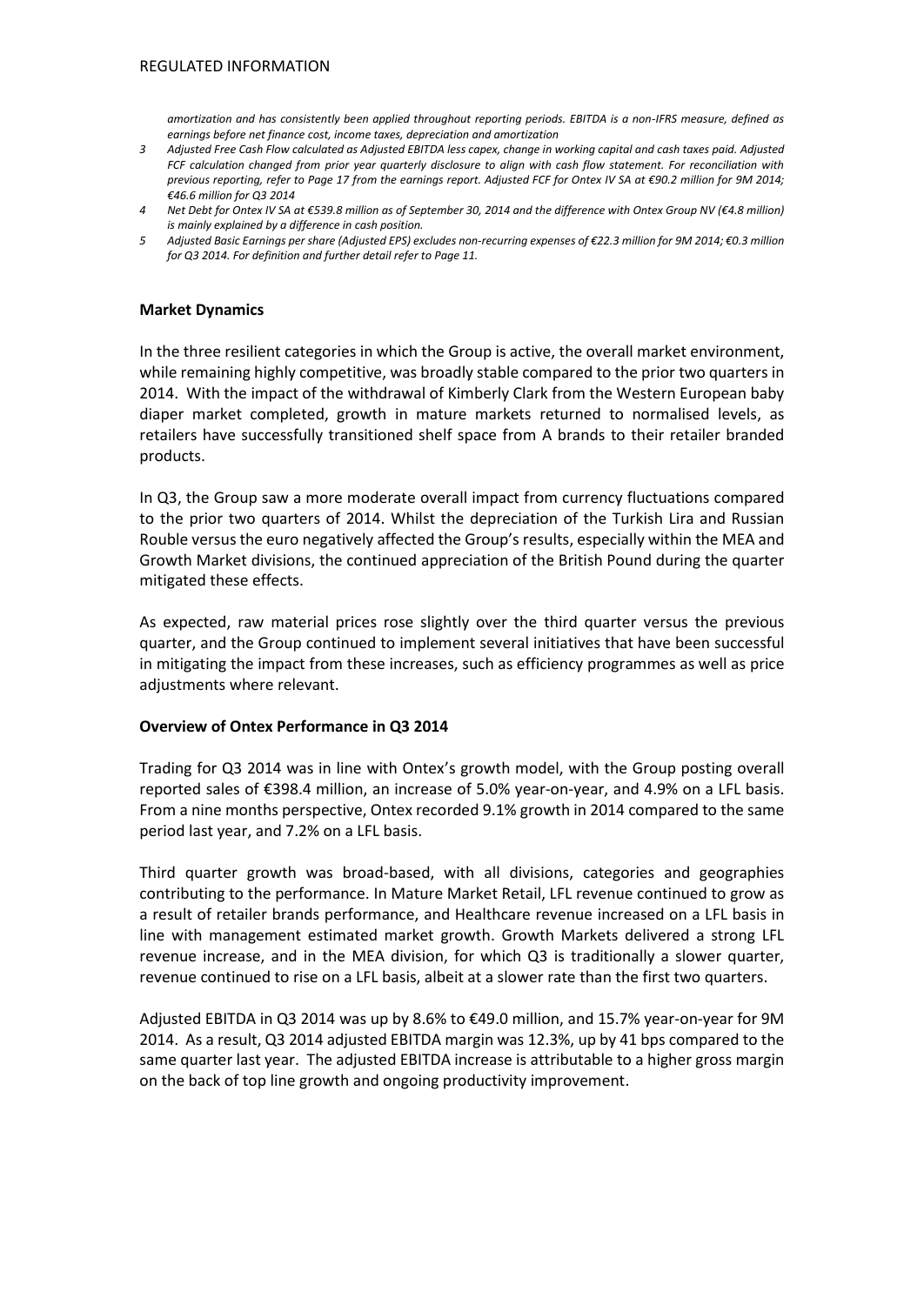*amortization and has consistently been applied throughout reporting periods. EBITDA is a non-IFRS measure, defined as earnings before net finance cost, income taxes, depreciation and amortization*

3. *Adjusted Free Cash Flow calculated as Adjusted EBITDA less capex, change in working capital and cash taxes paid. Adjusted FCF calculation changed from prior year quarterly disclosure to align with cash flow statement. For reconciliation with previous reporting, refer to Page 17 from the earnings report. Adjusted FCF for Ontex IV SA at €90.2 million for 9M 2014; €46.6 million for Q3 2014*
4. *Net Debt for Ontex IV SA at €539.8 million as of September 30, 2014 and the difference with Ontex Group NV (€4.8 million) is mainly explained by a difference in cash position.*
5. *Adjusted Basic Earnings per share (Adjusted EPS) excludes non-recurring expenses of €22.3 million for 9M 2014; €0.3 million for Q3 2014. For definition and further detail refer to Page 11.*

**Market Dynamics**

In the three resilient categories in which the Group is active, the overall market environment, while remaining highly competitive, was broadly stable compared to the prior two quarters in 2014. With the impact of the withdrawal of Kimberly Clark from the Western European baby diaper market completed, growth in mature markets returned to normalised levels, as retailers have successfully transitioned shelf space from A brands to their retailer branded products.

In Q3, the Group saw a more moderate overall impact from currency fluctuations compared to the prior two quarters of 2014. Whilst the depreciation of the Turkish Lira and Russian Rouble versus the euro negatively affected the Group's results, especially within the MEA and Growth Market divisions, the continued appreciation of the British Pound during the quarter mitigated these effects.

As expected, raw material prices rose slightly over the third quarter versus the previous quarter, and the Group continued to implement several initiatives that have been successful in mitigating the impact from these increases, such as efficiency programmes as well as price adjustments where relevant.

**Overview of Ontex Performance in Q3 2014**

Trading for Q3 2014 was in line with Ontex's growth model, with the Group posting overall reported sales of €398.4 million, an increase of 5.0% year-on-year, and 4.9% on a LFL basis. From a nine months perspective, Ontex recorded 9.1% growth in 2014 compared to the same period last year, and 7.2% on a LFL basis.

Third quarter growth was broad-based, with all divisions, categories and geographies contributing to the performance. In Mature Market Retail, LFL revenue continued to grow as a result of retailer brands performance, and Healthcare revenue increased on a LFL basis in line with management estimated market growth. Growth Markets delivered a strong LFL revenue increase, and in the MEA division, for which Q3 is traditionally a slower quarter, revenue continued to rise on a LFL basis, albeit at a slower rate than the first two quarters.

Adjusted EBITDA in Q3 2014 was up by 8.6% to €49.0 million, and 15.7% year-on-year for 9M 2014. As a result, Q3 2014 adjusted EBITDA margin was 12.3%, up by 41 bps compared to the same quarter last year. The adjusted EBITDA increase is attributable to a higher gross margin on the back of top line growth and ongoing productivity improvement.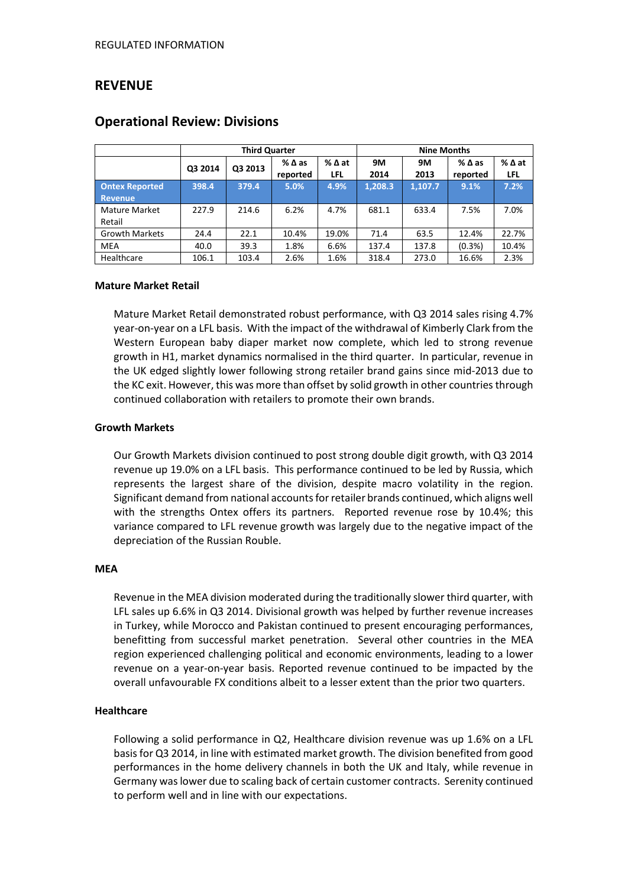REGULATED INFORMATION

## REVENUE

## Operational Review: Divisions

| | Third Quarter | | | | Nine Months | | | |
|---|---|---|---|---|---|---|---|---|
| | Q3 2014 | Q3 2013 | % Δ as reported | % Δ at LFL | 9M 2014 | 9M 2013 | % Δ as reported | % Δ at LFL |
| **Ontex Reported Revenue** | **398.4** | **379.4** | **5.0%** | **4.9%** | **1,208.3** | **1,107.7** | **9.1%** | **7.2%** |
| Mature Market Retail | 227.9 | 214.6 | 6.2% | 4.7% | 681.1 | 633.4 | 7.5% | 7.0% |
| Growth Markets | 24.4 | 22.1 | 10.4% | 19.0% | 71.4 | 63.5 | 12.4% | 22.7% |
| MEA | 40.0 | 39.3 | 1.8% | 6.6% | 137.4 | 137.8 | (0.3%) | 10.4% |
| Healthcare | 106.1 | 103.4 | 2.6% | 1.6% | 318.4 | 273.0 | 16.6% | 2.3% |

**Mature Market Retail**

Mature Market Retail demonstrated robust performance, with Q3 2014 sales rising 4.7% year-on-year on a LFL basis. With the impact of the withdrawal of Kimberly Clark from the Western European baby diaper market now complete, which led to strong revenue growth in H1, market dynamics normalised in the third quarter. In particular, revenue in the UK edged slightly lower following strong retailer brand gains since mid-2013 due to the KC exit. However, this was more than offset by solid growth in other countries through continued collaboration with retailers to promote their own brands.

**Growth Markets**

Our Growth Markets division continued to post strong double digit growth, with Q3 2014 revenue up 19.0% on a LFL basis. This performance continued to be led by Russia, which represents the largest share of the division, despite macro volatility in the region. Significant demand from national accounts for retailer brands continued, which aligns well with the strengths Ontex offers its partners. Reported revenue rose by 10.4%; this variance compared to LFL revenue growth was largely due to the negative impact of the depreciation of the Russian Rouble.

**MEA**

Revenue in the MEA division moderated during the traditionally slower third quarter, with LFL sales up 6.6% in Q3 2014. Divisional growth was helped by further revenue increases in Turkey, while Morocco and Pakistan continued to present encouraging performances, benefitting from successful market penetration. Several other countries in the MEA region experienced challenging political and economic environments, leading to a lower revenue on a year-on-year basis. Reported revenue continued to be impacted by the overall unfavourable FX conditions albeit to a lesser extent than the prior two quarters.

**Healthcare**

Following a solid performance in Q2, Healthcare division revenue was up 1.6% on a LFL basis for Q3 2014, in line with estimated market growth. The division benefited from good performances in the home delivery channels in both the UK and Italy, while revenue in Germany was lower due to scaling back of certain customer contracts. Serenity continued to perform well and in line with our expectations.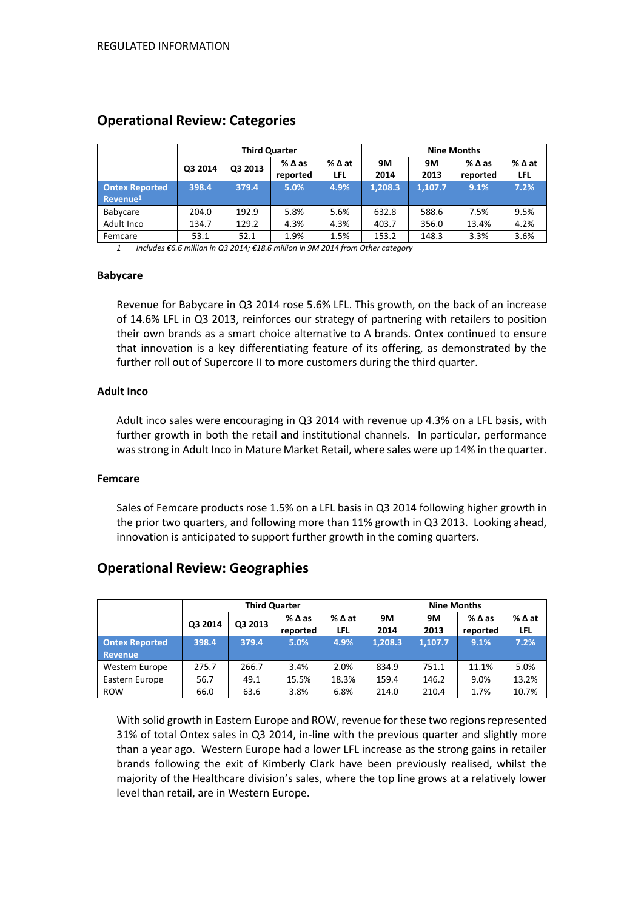REGULATED INFORMATION

## Operational Review: Categories

| | Third Quarter | | | | Nine Months | | | |
|---|---|---|---|---|---|---|---|---|
| | Q3 2014 | Q3 2013 | % Δ as reported | % Δ at LFL | 9M 2014 | 9M 2013 | % Δ as reported | % Δ at LFL |
| **Ontex Reported Revenue[1]** | **398.4** | **379.4** | **5.0%** | **4.9%** | **1,208.3** | **1,107.7** | **9.1%** | **7.2%** |
| Babycare | 204.0 | 192.9 | 5.8% | 5.6% | 632.8 | 588.6 | 7.5% | 9.5% |
| Adult Inco | 134.7 | 129.2 | 4.3% | 4.3% | 403.7 | 356.0 | 13.4% | 4.2% |
| Femcare | 53.1 | 52.1 | 1.9% | 1.5% | 153.2 | 148.3 | 3.3% | 3.6% |

1 *Includes €6.6 million in Q3 2014; €18.6 million in 9M 2014 from Other category*

### Babycare

Revenue for Babycare in Q3 2014 rose 5.6% LFL. This growth, on the back of an increase of 14.6% LFL in Q3 2013, reinforces our strategy of partnering with retailers to position their own brands as a smart choice alternative to A brands. Ontex continued to ensure that innovation is a key differentiating feature of its offering, as demonstrated by the further roll out of Supercore II to more customers during the third quarter.

### Adult Inco

Adult inco sales were encouraging in Q3 2014 with revenue up 4.3% on a LFL basis, with further growth in both the retail and institutional channels. In particular, performance was strong in Adult Inco in Mature Market Retail, where sales were up 14% in the quarter.

### Femcare

Sales of Femcare products rose 1.5% on a LFL basis in Q3 2014 following higher growth in the prior two quarters, and following more than 11% growth in Q3 2013. Looking ahead, innovation is anticipated to support further growth in the coming quarters.

## Operational Review: Geographies

| | Third Quarter | | | | Nine Months | | | |
|---|---|---|---|---|---|---|---|---|
| | Q3 2014 | Q3 2013 | % Δ as reported | % Δ at LFL | 9M 2014 | 9M 2013 | % Δ as reported | % Δ at LFL |
| **Ontex Reported Revenue** | **398.4** | **379.4** | **5.0%** | **4.9%** | **1,208.3** | **1,107.7** | **9.1%** | **7.2%** |
| Western Europe | 275.7 | 266.7 | 3.4% | 2.0% | 834.9 | 751.1 | 11.1% | 5.0% |
| Eastern Europe | 56.7 | 49.1 | 15.5% | 18.3% | 159.4 | 146.2 | 9.0% | 13.2% |
| ROW | 66.0 | 63.6 | 3.8% | 6.8% | 214.0 | 210.4 | 1.7% | 10.7% |

With solid growth in Eastern Europe and ROW, revenue for these two regions represented 31% of total Ontex sales in Q3 2014, in-line with the previous quarter and slightly more than a year ago. Western Europe had a lower LFL increase as the strong gains in retailer brands following the exit of Kimberly Clark have been previously realised, whilst the majority of the Healthcare division's sales, where the top line grows at a relatively lower level than retail, are in Western Europe.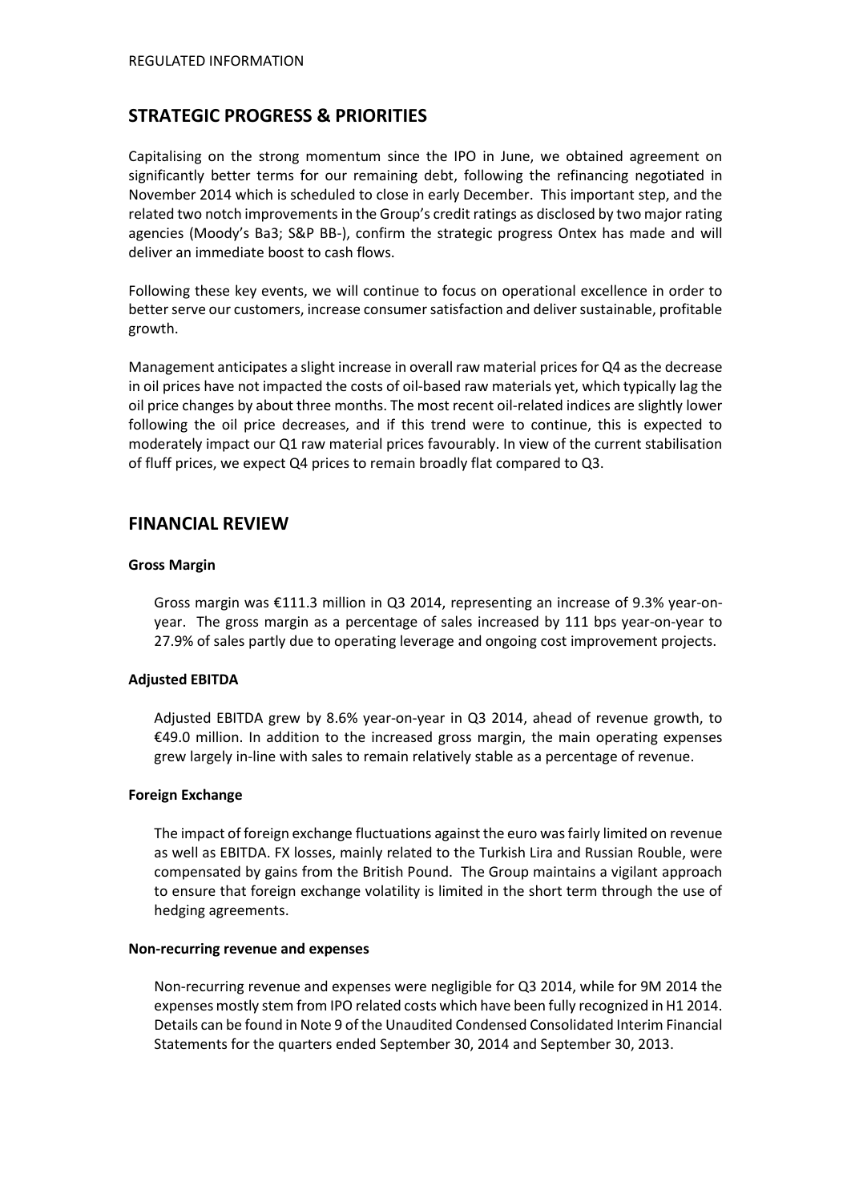## STRATEGIC PROGRESS & PRIORITIES

Capitalising on the strong momentum since the IPO in June, we obtained agreement on significantly better terms for our remaining debt, following the refinancing negotiated in November 2014 which is scheduled to close in early December. This important step, and the related two notch improvements in the Group's credit ratings as disclosed by two major rating agencies (Moody's Ba3; S&P BB-), confirm the strategic progress Ontex has made and will deliver an immediate boost to cash flows.

Following these key events, we will continue to focus on operational excellence in order to better serve our customers, increase consumer satisfaction and deliver sustainable, profitable growth.

Management anticipates a slight increase in overall raw material prices for Q4 as the decrease in oil prices have not impacted the costs of oil-based raw materials yet, which typically lag the oil price changes by about three months. The most recent oil-related indices are slightly lower following the oil price decreases, and if this trend were to continue, this is expected to moderately impact our Q1 raw material prices favourably. In view of the current stabilisation of fluff prices, we expect Q4 prices to remain broadly flat compared to Q3.

## FINANCIAL REVIEW

**Gross Margin**

Gross margin was €111.3 million in Q3 2014, representing an increase of 9.3% year-on-year. The gross margin as a percentage of sales increased by 111 bps year-on-year to 27.9% of sales partly due to operating leverage and ongoing cost improvement projects.

**Adjusted EBITDA**

Adjusted EBITDA grew by 8.6% year-on-year in Q3 2014, ahead of revenue growth, to €49.0 million. In addition to the increased gross margin, the main operating expenses grew largely in-line with sales to remain relatively stable as a percentage of revenue.

**Foreign Exchange**

The impact of foreign exchange fluctuations against the euro was fairly limited on revenue as well as EBITDA. FX losses, mainly related to the Turkish Lira and Russian Rouble, were compensated by gains from the British Pound. The Group maintains a vigilant approach to ensure that foreign exchange volatility is limited in the short term through the use of hedging agreements.

**Non-recurring revenue and expenses**

Non-recurring revenue and expenses were negligible for Q3 2014, while for 9M 2014 the expenses mostly stem from IPO related costs which have been fully recognized in H1 2014. Details can be found in Note 9 of the Unaudited Condensed Consolidated Interim Financial Statements for the quarters ended September 30, 2014 and September 30, 2013.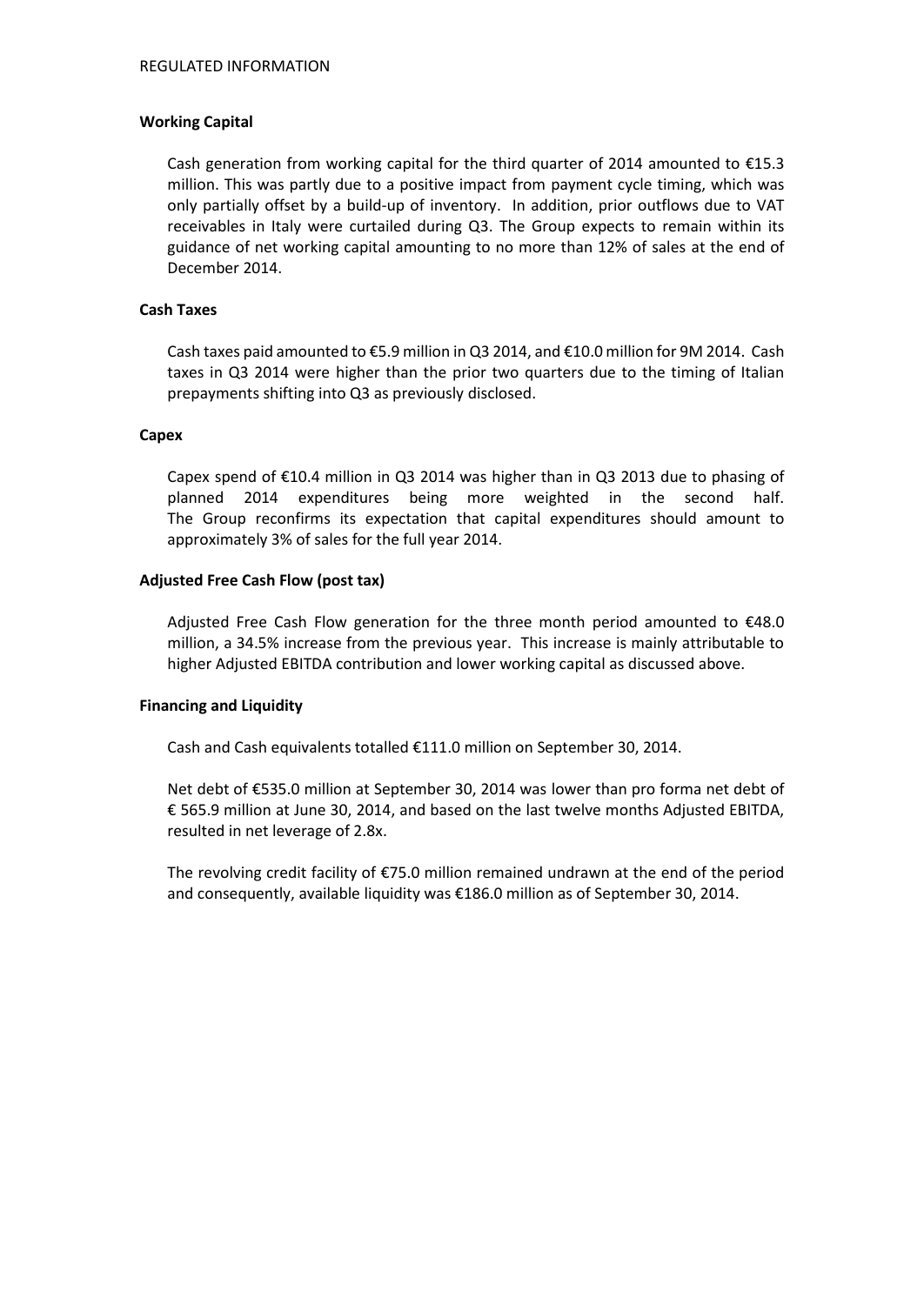### Working Capital

Cash generation from working capital for the third quarter of 2014 amounted to €15.3 million. This was partly due to a positive impact from payment cycle timing, which was only partially offset by a build-up of inventory. In addition, prior outflows due to VAT receivables in Italy were curtailed during Q3. The Group expects to remain within its guidance of net working capital amounting to no more than 12% of sales at the end of December 2014.

### Cash Taxes

Cash taxes paid amounted to €5.9 million in Q3 2014, and €10.0 million for 9M 2014. Cash taxes in Q3 2014 were higher than the prior two quarters due to the timing of Italian prepayments shifting into Q3 as previously disclosed.

### Capex

Capex spend of €10.4 million in Q3 2014 was higher than in Q3 2013 due to phasing of planned 2014 expenditures being more weighted in the second half. The Group reconfirms its expectation that capital expenditures should amount to approximately 3% of sales for the full year 2014.

### Adjusted Free Cash Flow (post tax)

Adjusted Free Cash Flow generation for the three month period amounted to €48.0 million, a 34.5% increase from the previous year. This increase is mainly attributable to higher Adjusted EBITDA contribution and lower working capital as discussed above.

### Financing and Liquidity

Cash and Cash equivalents totalled €111.0 million on September 30, 2014.

Net debt of €535.0 million at September 30, 2014 was lower than pro forma net debt of € 565.9 million at June 30, 2014, and based on the last twelve months Adjusted EBITDA, resulted in net leverage of 2.8x.

The revolving credit facility of €75.0 million remained undrawn at the end of the period and consequently, available liquidity was €186.0 million as of September 30, 2014.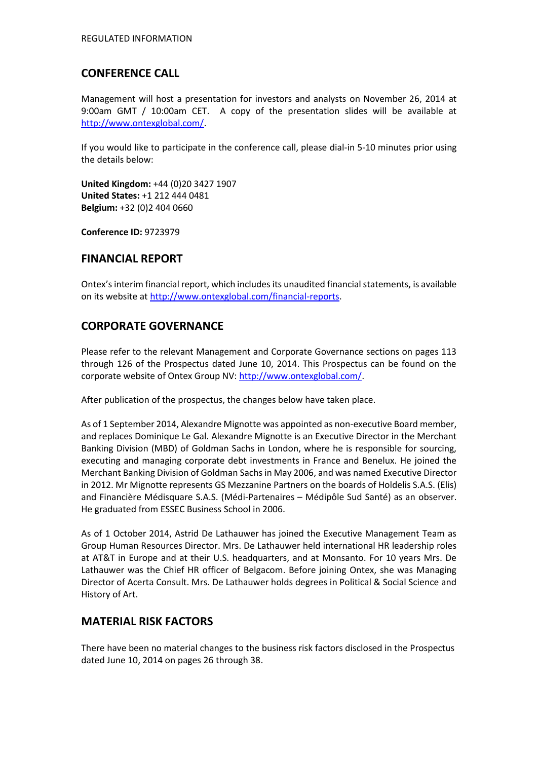## CONFERENCE CALL

Management will host a presentation for investors and analysts on November 26, 2014 at 9:00am GMT / 10:00am CET. A copy of the presentation slides will be available at http://www.ontexglobal.com/.

If you would like to participate in the conference call, please dial-in 5-10 minutes prior using the details below:

**United Kingdom:** +44 (0)20 3427 1907
**United States:** +1 212 444 0481
**Belgium:** +32 (0)2 404 0660

**Conference ID:** 9723979

## FINANCIAL REPORT

Ontex's interim financial report, which includes its unaudited financial statements, is available on its website at http://www.ontexglobal.com/financial-reports.

## CORPORATE GOVERNANCE

Please refer to the relevant Management and Corporate Governance sections on pages 113 through 126 of the Prospectus dated June 10, 2014. This Prospectus can be found on the corporate website of Ontex Group NV: http://www.ontexglobal.com/.

After publication of the prospectus, the changes below have taken place.

As of 1 September 2014, Alexandre Mignotte was appointed as non-executive Board member, and replaces Dominique Le Gal. Alexandre Mignotte is an Executive Director in the Merchant Banking Division (MBD) of Goldman Sachs in London, where he is responsible for sourcing, executing and managing corporate debt investments in France and Benelux. He joined the Merchant Banking Division of Goldman Sachs in May 2006, and was named Executive Director in 2012. Mr Mignotte represents GS Mezzanine Partners on the boards of Holdelis S.A.S. (Elis) and Financière Médisquare S.A.S. (Médi-Partenaires – Médipôle Sud Santé) as an observer. He graduated from ESSEC Business School in 2006.

As of 1 October 2014, Astrid De Lathauwer has joined the Executive Management Team as Group Human Resources Director. Mrs. De Lathauwer held international HR leadership roles at AT&T in Europe and at their U.S. headquarters, and at Monsanto. For 10 years Mrs. De Lathauwer was the Chief HR officer of Belgacom. Before joining Ontex, she was Managing Director of Acerta Consult. Mrs. De Lathauwer holds degrees in Political & Social Science and History of Art.

## MATERIAL RISK FACTORS

There have been no material changes to the business risk factors disclosed in the Prospectus dated June 10, 2014 on pages 26 through 38.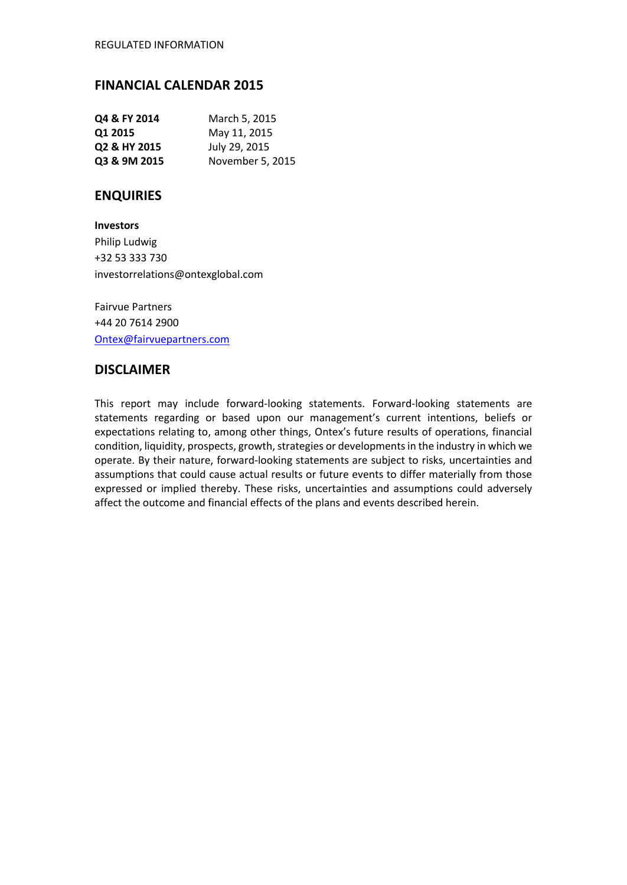REGULATED INFORMATION

## FINANCIAL CALENDAR 2015

| | |
|---|---|
| **Q4 & FY 2014** | March 5, 2015 |
| **Q1 2015** | May 11, 2015 |
| **Q2 & HY 2015** | July 29, 2015 |
| **Q3 & 9M 2015** | November 5, 2015 |

## ENQUIRIES

**Investors**
Philip Ludwig
+32 53 333 730
investorrelations@ontexglobal.com

Fairvue Partners
+44 20 7614 2900
Ontex@fairvuepartners.com

## DISCLAIMER

This report may include forward-looking statements. Forward-looking statements are statements regarding or based upon our management's current intentions, beliefs or expectations relating to, among other things, Ontex's future results of operations, financial condition, liquidity, prospects, growth, strategies or developments in the industry in which we operate. By their nature, forward-looking statements are subject to risks, uncertainties and assumptions that could cause actual results or future events to differ materially from those expressed or implied thereby. These risks, uncertainties and assumptions could adversely affect the outcome and financial effects of the plans and events described herein.